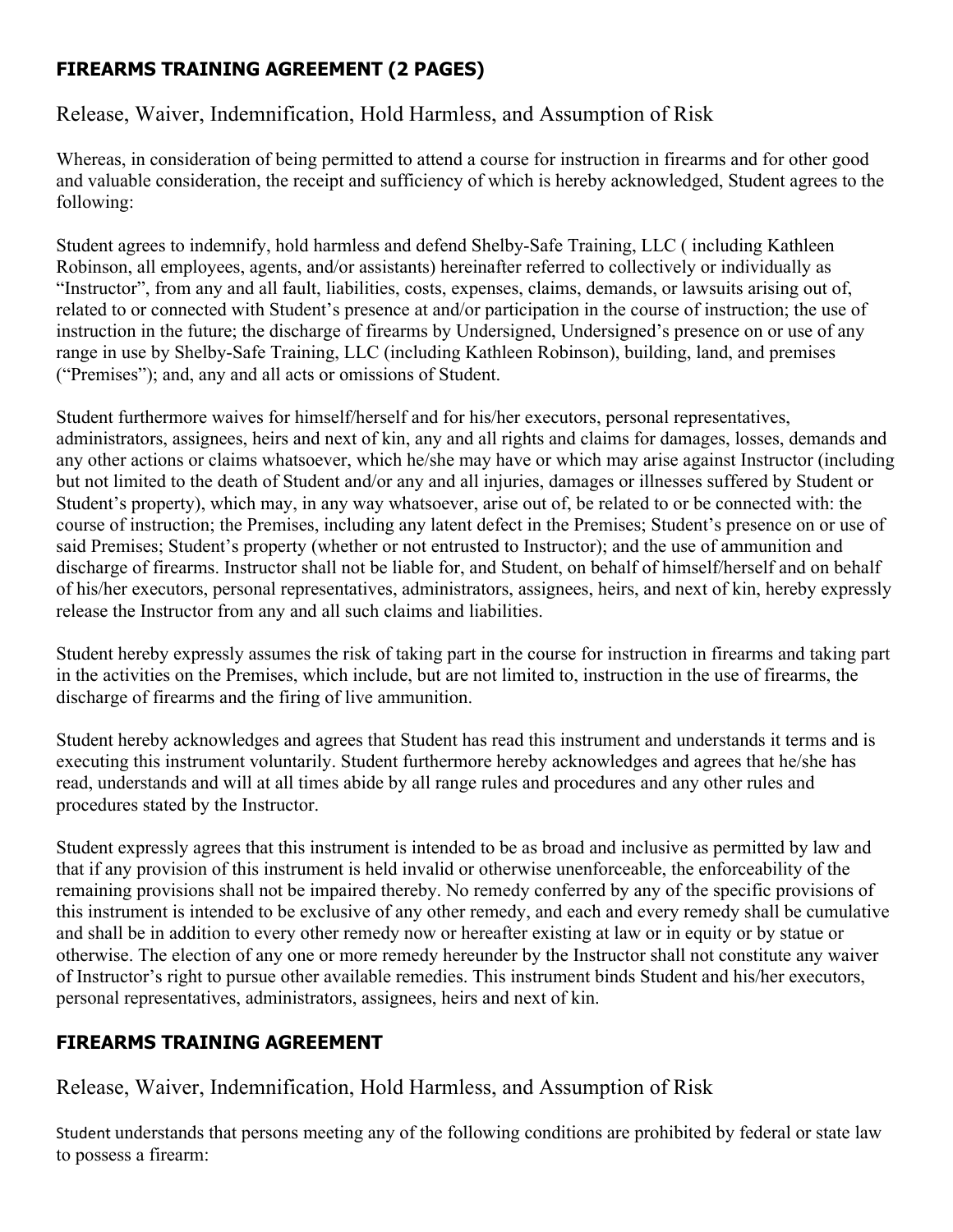## FIREARMS TRAINING AGREEMENT (2 PAGES)

Release, Waiver, Indemnification, Hold Harmless, and Assumption of Risk

Whereas, in consideration of being permitted to attend a course for instruction in firearms and for other good and valuable consideration, the receipt and sufficiency of which is hereby acknowledged, Student agrees to the following:

Student agrees to indemnify, hold harmless and defend Shelby-Safe Training, LLC ( including Kathleen Robinson, all employees, agents, and/or assistants) hereinafter referred to collectively or individually as "Instructor", from any and all fault, liabilities, costs, expenses, claims, demands, or lawsuits arising out of, related to or connected with Student's presence at and/or participation in the course of instruction; the use of instruction in the future; the discharge of firearms by Undersigned, Undersigned's presence on or use of any range in use by Shelby-Safe Training, LLC (including Kathleen Robinson), building, land, and premises ("Premises"); and, any and all acts or omissions of Student.

Student furthermore waives for himself/herself and for his/her executors, personal representatives, administrators, assignees, heirs and next of kin, any and all rights and claims for damages, losses, demands and any other actions or claims whatsoever, which he/she may have or which may arise against Instructor (including but not limited to the death of Student and/or any and all injuries, damages or illnesses suffered by Student or Student's property), which may, in any way whatsoever, arise out of, be related to or be connected with: the course of instruction; the Premises, including any latent defect in the Premises; Student's presence on or use of said Premises; Student's property (whether or not entrusted to Instructor); and the use of ammunition and discharge of firearms. Instructor shall not be liable for, and Student, on behalf of himself/herself and on behalf of his/her executors, personal representatives, administrators, assignees, heirs, and next of kin, hereby expressly release the Instructor from any and all such claims and liabilities.

Student hereby expressly assumes the risk of taking part in the course for instruction in firearms and taking part in the activities on the Premises, which include, but are not limited to, instruction in the use of firearms, the discharge of firearms and the firing of live ammunition.

Student hereby acknowledges and agrees that Student has read this instrument and understands it terms and is executing this instrument voluntarily. Student furthermore hereby acknowledges and agrees that he/she has read, understands and will at all times abide by all range rules and procedures and any other rules and procedures stated by the Instructor.

Student expressly agrees that this instrument is intended to be as broad and inclusive as permitted by law and that if any provision of this instrument is held invalid or otherwise unenforceable, the enforceability of the remaining provisions shall not be impaired thereby. No remedy conferred by any of the specific provisions of this instrument is intended to be exclusive of any other remedy, and each and every remedy shall be cumulative and shall be in addition to every other remedy now or hereafter existing at law or in equity or by statue or otherwise. The election of any one or more remedy hereunder by the Instructor shall not constitute any waiver of Instructor's right to pursue other available remedies. This instrument binds Student and his/her executors, personal representatives, administrators, assignees, heirs and next of kin.

## FIREARMS TRAINING AGREEMENT

Release, Waiver, Indemnification, Hold Harmless, and Assumption of Risk

Student understands that persons meeting any of the following conditions are prohibited by federal or state law to possess a firearm: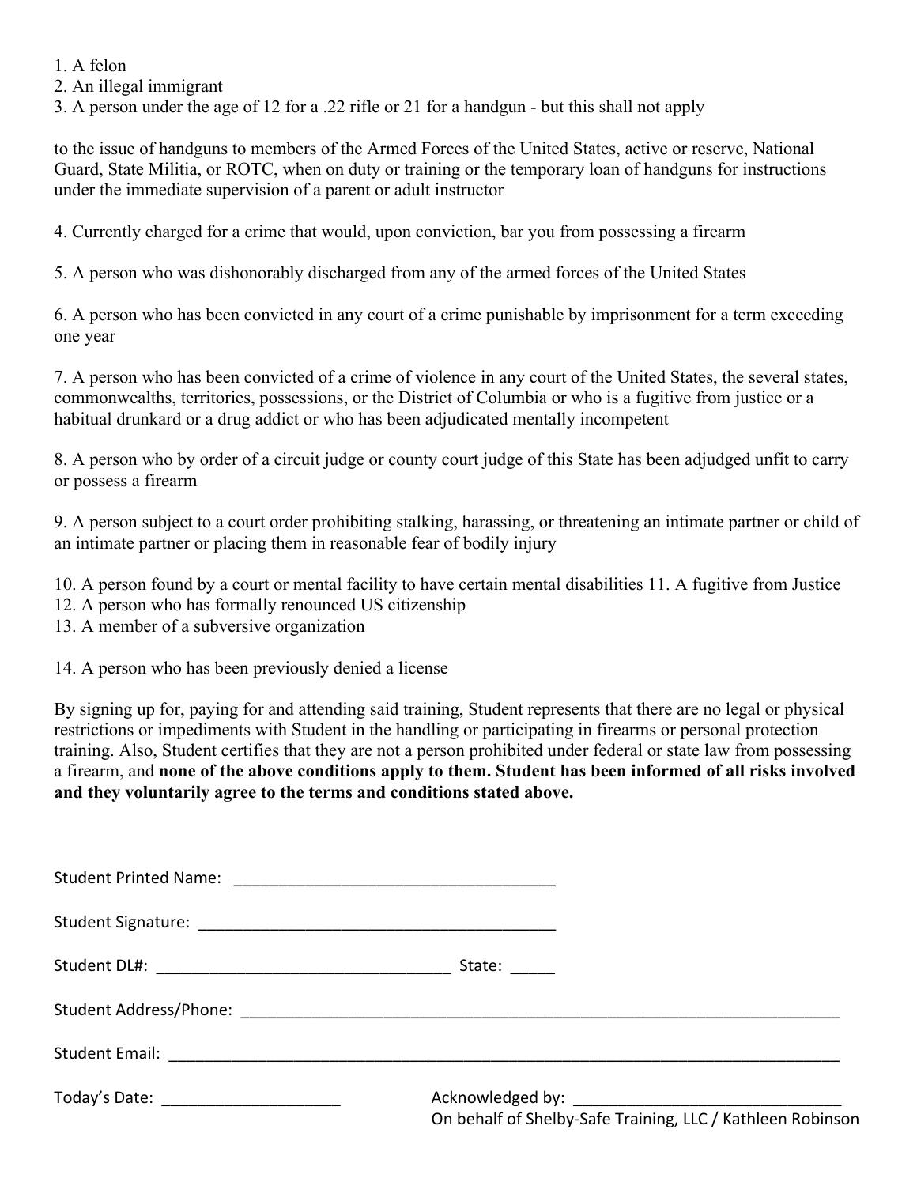1. A felon
2. An illegal immigrant
3. A person under the age of 12 for a .22 rifle or 21 for a handgun - but this shall not apply

to the issue of handguns to members of the Armed Forces of the United States, active or reserve, National Guard, State Militia, or ROTC, when on duty or training or the temporary loan of handguns for instructions under the immediate supervision of a parent or adult instructor

4. Currently charged for a crime that would, upon conviction, bar you from possessing a firearm

5. A person who was dishonorably discharged from any of the armed forces of the United States

6. A person who has been convicted in any court of a crime punishable by imprisonment for a term exceeding one year

7. A person who has been convicted of a crime of violence in any court of the United States, the several states, commonwealths, territories, possessions, or the District of Columbia or who is a fugitive from justice or a habitual drunkard or a drug addict or who has been adjudicated mentally incompetent

8. A person who by order of a circuit judge or county court judge of this State has been adjudged unfit to carry or possess a firearm

9. A person subject to a court order prohibiting stalking, harassing, or threatening an intimate partner or child of an intimate partner or placing them in reasonable fear of bodily injury

10. A person found by a court or mental facility to have certain mental disabilities 11. A fugitive from Justice
12. A person who has formally renounced US citizenship
13. A member of a subversive organization

14. A person who has been previously denied a license

By signing up for, paying for and attending said training, Student represents that there are no legal or physical restrictions or impediments with Student in the handling or participating in firearms or personal protection training. Also, Student certifies that they are not a person prohibited under federal or state law from possessing a firearm, and **none of the above conditions apply to them. Student has been informed of all risks involved and they voluntarily agree to the terms and conditions stated above.**

Student Printed Name: ____________________________________

Student Signature: ________________________________________

Student DL#: __________________________________ State: _____

Student Address/Phone: __________________________________________________________________________

Student Email: ________________________________________________________________________________

Today's Date: ____________________ Acknowledged by: ______________________________
On behalf of Shelby-Safe Training, LLC / Kathleen Robinson